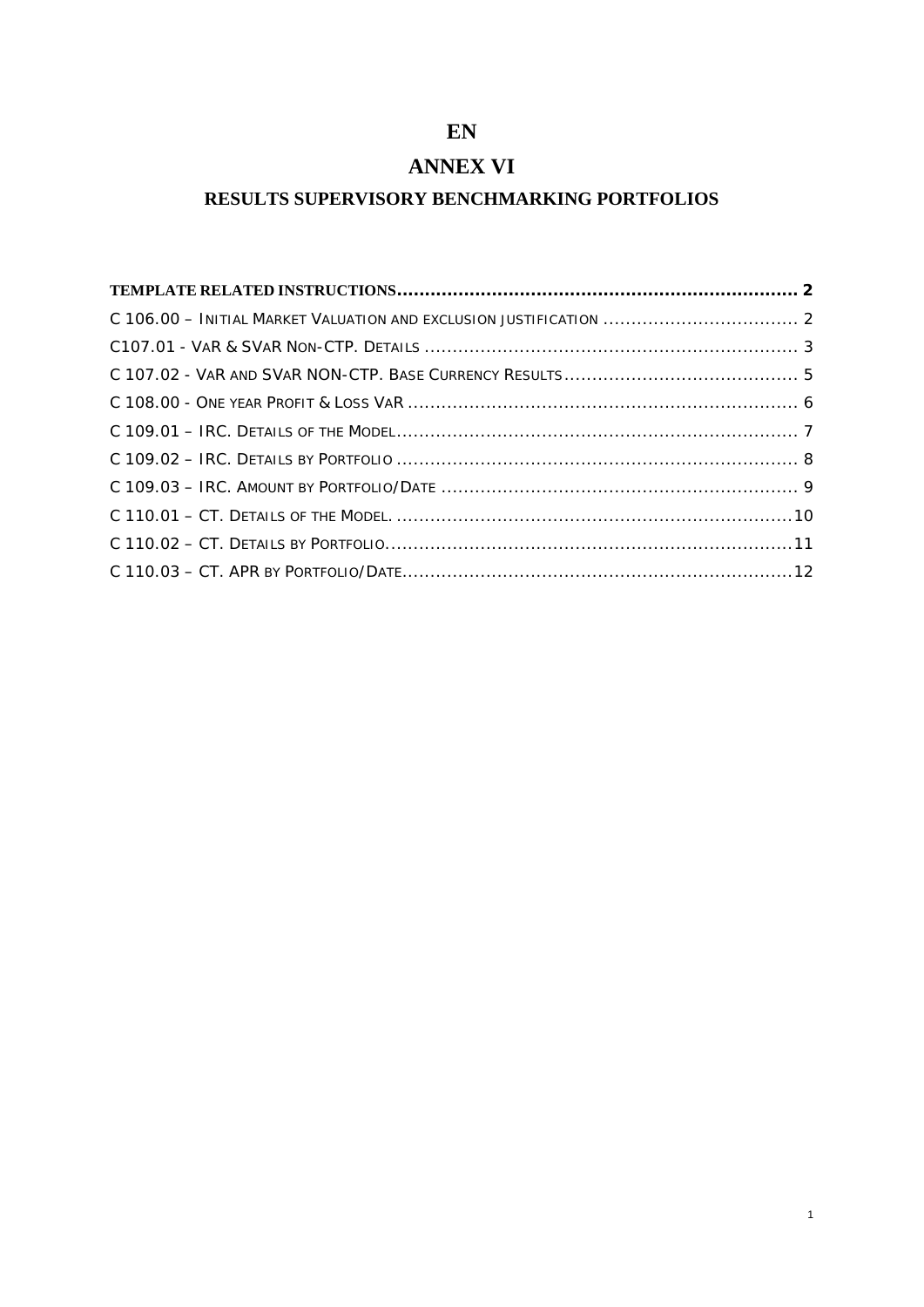EN

# ANNEX VI

## RESULTS SUPERVISORY BENCHMARKING PORTFOLIOS

**TEMPLATE RELATED INSTRUCTIONS** ........................................................................ 2

C 106.00 – INITIAL MARKET VALUATION AND EXCLUSION JUSTIFICATION ................................... 2

C107.01 - VAR & SVAR NON-CTP. DETAILS ................................................................... 3

C 107.02 - VAR AND SVAR NON-CTP. BASE CURRENCY RESULTS .......................................... 5

C 108.00 - ONE YEAR PROFIT & LOSS VAR ...................................................................... 6

C 109.01 – IRC. DETAILS OF THE MODEL .......................................................................... 7

C 109.02 – IRC. DETAILS BY PORTFOLIO ......................................................................... 8

C 109.03 – IRC. AMOUNT BY PORTFOLIO/DATE ................................................................. 9

C 110.01 – CT. DETAILS OF THE MODEL. ......................................................................... 10

C 110.02 – CT. DETAILS BY PORTFOLIO .......................................................................... 11

C 110.03 – CT. APR BY PORTFOLIO/DATE ........................................................................ 12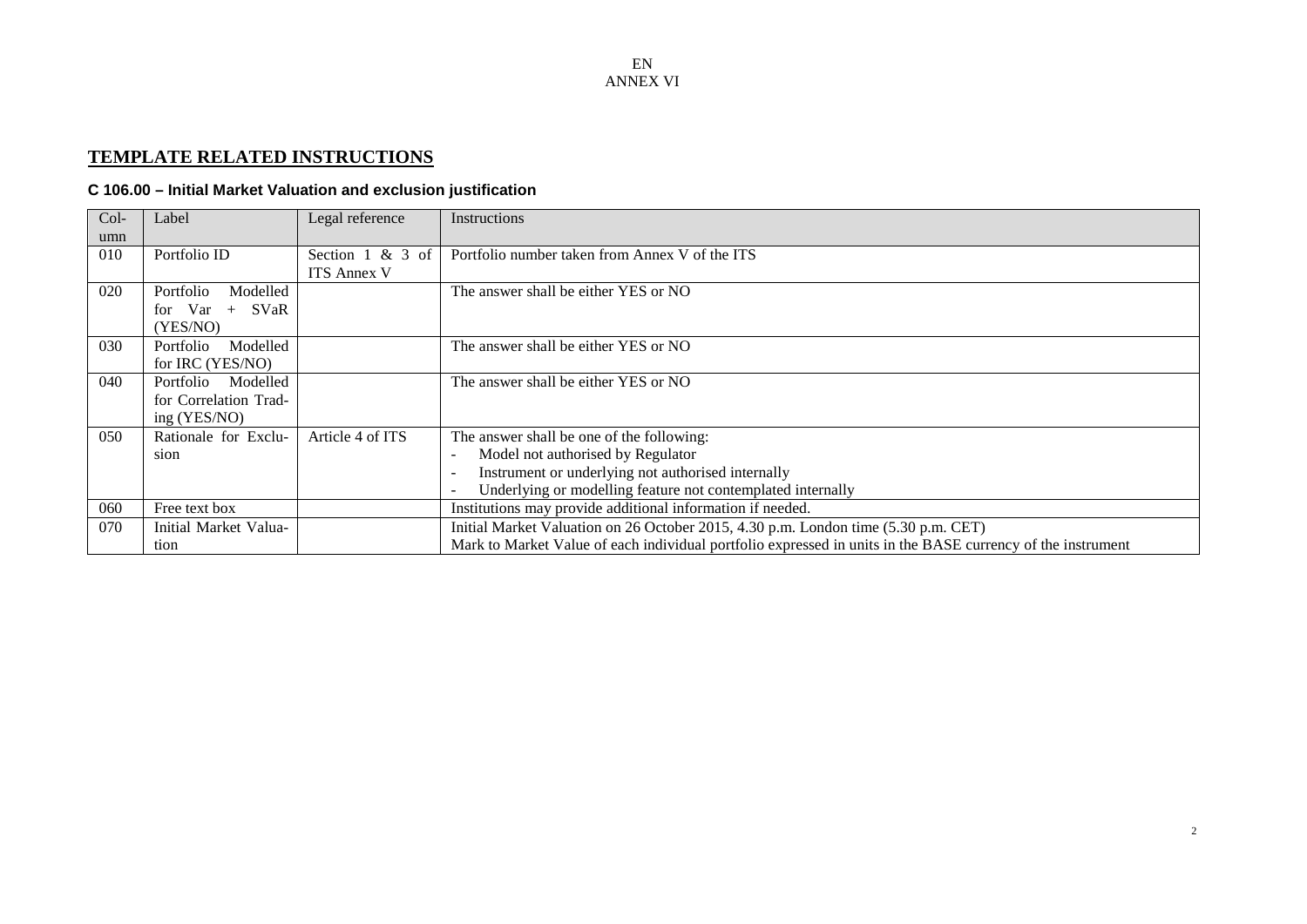ANNEX VI

## TEMPLATE RELATED INSTRUCTIONS

### C 106.00 – Initial Market Valuation and exclusion justification

| Column | Label | Legal reference | Instructions |
|---|---|---|---|
| 010 | Portfolio ID | Section 1 & 3 of ITS Annex V | Portfolio number taken from Annex V of the ITS |
| 020 | Portfolio Modelled for Var + SVaR (YES/NO) | | The answer shall be either YES or NO |
| 030 | Portfolio Modelled for IRC (YES/NO) | | The answer shall be either YES or NO |
| 040 | Portfolio Modelled for Correlation Trading (YES/NO) | | The answer shall be either YES or NO |
| 050 | Rationale for Exclusion | Article 4 of ITS | The answer shall be one of the following:<br>- Model not authorised by Regulator<br>- Instrument or underlying not authorised internally<br>- Underlying or modelling feature not contemplated internally |
| 060 | Free text box | | Institutions may provide additional information if needed. |
| 070 | Initial Market Valuation | | Initial Market Valuation on 26 October 2015, 4.30 p.m. London time (5.30 p.m. CET)<br>Mark to Market Value of each individual portfolio expressed in units in the BASE currency of the instrument |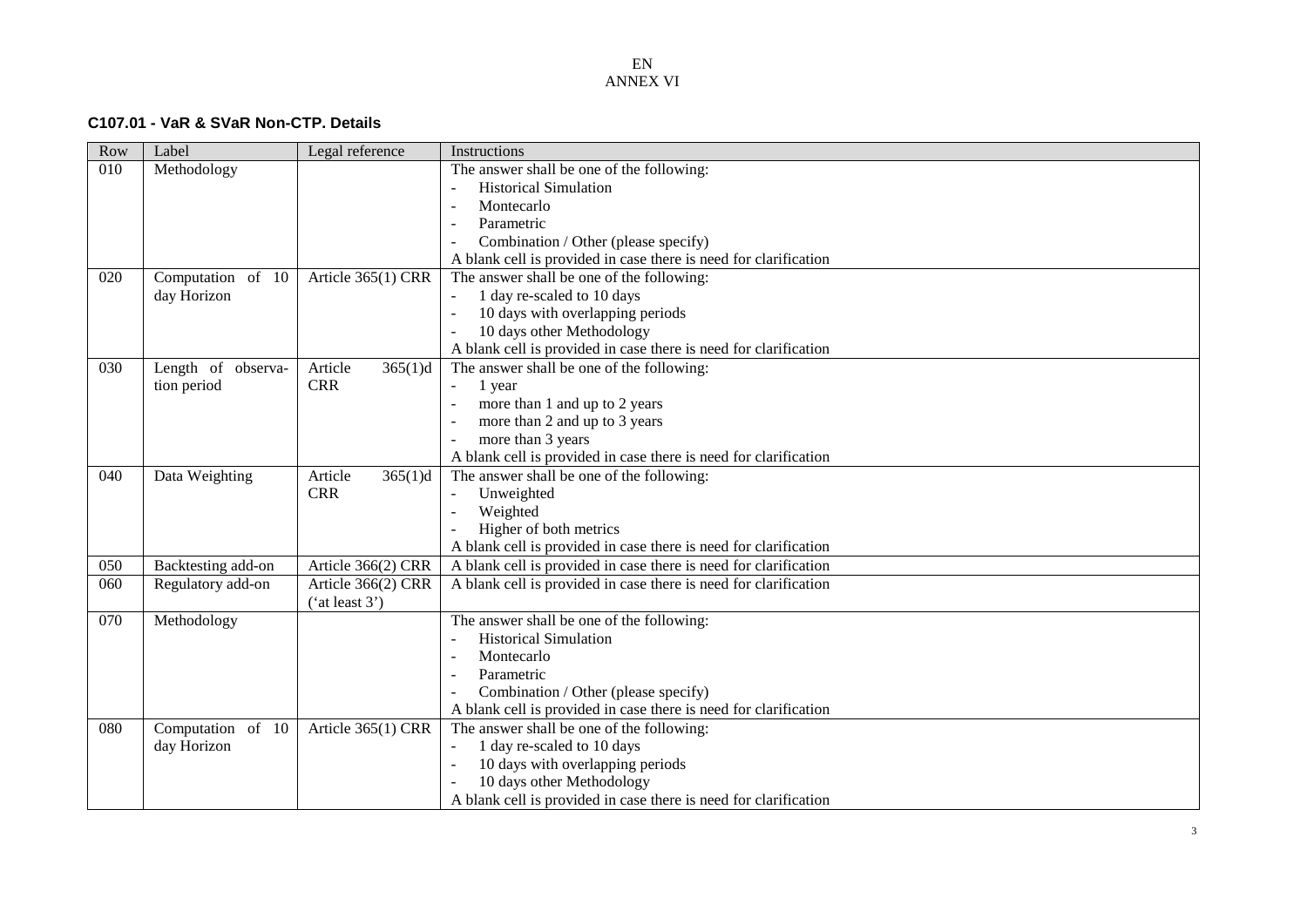EN
ANNEX VI

### C107.01 - VaR & SVaR Non-CTP. Details

| Row | Label | Legal reference | Instructions |
|---|---|---|---|
| 010 | Methodology | | The answer shall be one of the following:<br>- Historical Simulation<br>- Montecarlo<br>- Parametric<br>- Combination / Other (please specify)<br>A blank cell is provided in case there is need for clarification |
| 020 | Computation of 10 day Horizon | Article 365(1) CRR | The answer shall be one of the following:<br>- 1 day re-scaled to 10 days<br>- 10 days with overlapping periods<br>- 10 days other Methodology<br>A blank cell is provided in case there is need for clarification |
| 030 | Length of observation period | Article 365(1)d CRR | The answer shall be one of the following:<br>- 1 year<br>- more than 1 and up to 2 years<br>- more than 2 and up to 3 years<br>- more than 3 years<br>A blank cell is provided in case there is need for clarification |
| 040 | Data Weighting | Article 365(1)d CRR | The answer shall be one of the following:<br>- Unweighted<br>- Weighted<br>- Higher of both metrics<br>A blank cell is provided in case there is need for clarification |
| 050 | Backtesting add-on | Article 366(2) CRR | A blank cell is provided in case there is need for clarification |
| 060 | Regulatory add-on | Article 366(2) CRR ('at least 3') | A blank cell is provided in case there is need for clarification |
| 070 | Methodology | | The answer shall be one of the following:<br>- Historical Simulation<br>- Montecarlo<br>- Parametric<br>- Combination / Other (please specify)<br>A blank cell is provided in case there is need for clarification |
| 080 | Computation of 10 day Horizon | Article 365(1) CRR | The answer shall be one of the following:<br>- 1 day re-scaled to 10 days<br>- 10 days with overlapping periods<br>- 10 days other Methodology<br>A blank cell is provided in case there is need for clarification |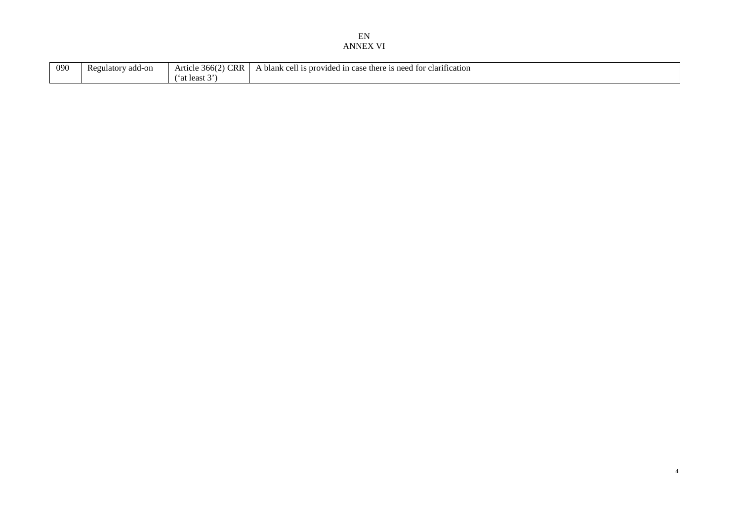| 090 | Regulatory add-on | Article 366(2) CRR ('at least 3') | A blank cell is provided in case there is need for clarification |
|---|---|---|---|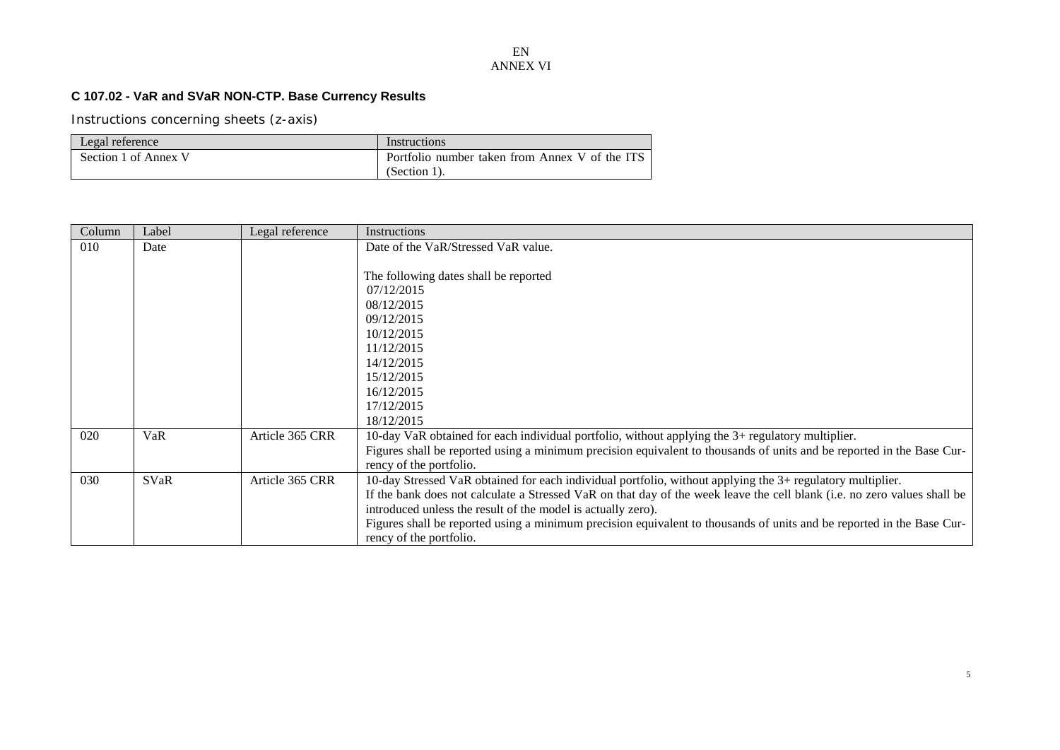EN
ANNEX VI

**C 107.02 - VaR and SVaR NON-CTP. Base Currency Results**

Instructions concerning sheets (z-axis)

| Legal reference | Instructions |
|---|---|
| Section 1 of Annex V | Portfolio number taken from Annex V of the ITS (Section 1). |

| Column | Label | Legal reference | Instructions |
|---|---|---|---|
| 010 | Date | | Date of the VaR/Stressed VaR value.<br><br>The following dates shall be reported<br>07/12/2015<br>08/12/2015<br>09/12/2015<br>10/12/2015<br>11/12/2015<br>14/12/2015<br>15/12/2015<br>16/12/2015<br>17/12/2015<br>18/12/2015 |
| 020 | VaR | Article 365 CRR | 10-day VaR obtained for each individual portfolio, without applying the 3+ regulatory multiplier.<br>Figures shall be reported using a minimum precision equivalent to thousands of units and be reported in the Base Currency of the portfolio. |
| 030 | SVaR | Article 365 CRR | 10-day Stressed VaR obtained for each individual portfolio, without applying the 3+ regulatory multiplier.<br>If the bank does not calculate a Stressed VaR on that day of the week leave the cell blank (i.e. no zero values shall be introduced unless the result of the model is actually zero).<br>Figures shall be reported using a minimum precision equivalent to thousands of units and be reported in the Base Currency of the portfolio. |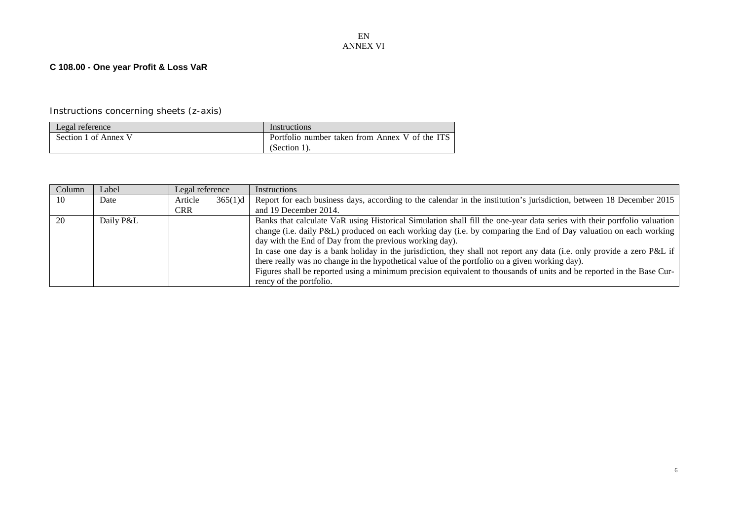EN
ANNEX VI

**C 108.00 - One year Profit & Loss VaR**

Instructions concerning sheets (z-axis)

| Legal reference | Instructions |
|---|---|
| Section 1 of Annex V | Portfolio number taken from Annex V of the ITS (Section 1). |

| Column | Label | Legal reference | Instructions |
|---|---|---|---|
| 10 | Date | Article 365(1)d CRR | Report for each business days, according to the calendar in the institution's jurisdiction, between 18 December 2015 and 19 December 2014. |
| 20 | Daily P&L | | Banks that calculate VaR using Historical Simulation shall fill the one-year data series with their portfolio valuation change (i.e. daily P&L) produced on each working day (i.e. by comparing the End of Day valuation on each working day with the End of Day from the previous working day).<br>In case one day is a bank holiday in the jurisdiction, they shall not report any data (i.e. only provide a zero P&L if there really was no change in the hypothetical value of the portfolio on a given working day).<br>Figures shall be reported using a minimum precision equivalent to thousands of units and be reported in the Base Currency of the portfolio. |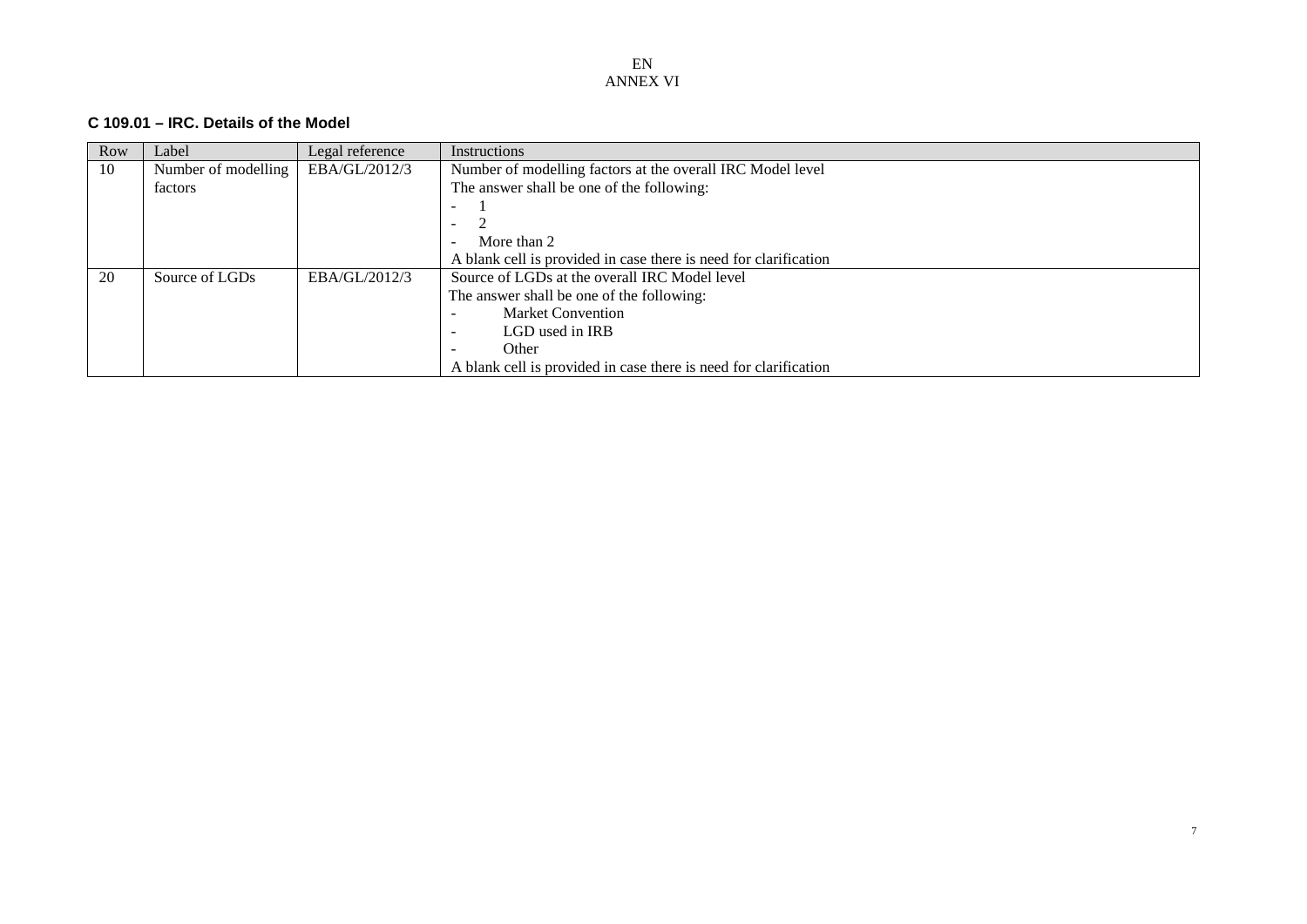EN
ANNEX VI

### C 109.01 – IRC. Details of the Model

| Row | Label | Legal reference | Instructions |
|---|---|---|---|
| 10 | Number of modelling factors | EBA/GL/2012/3 | Number of modelling factors at the overall IRC Model level<br>The answer shall be one of the following:<br>- 1<br>- 2<br>- More than 2<br>A blank cell is provided in case there is need for clarification |
| 20 | Source of LGDs | EBA/GL/2012/3 | Source of LGDs at the overall IRC Model level<br>The answer shall be one of the following:<br>- Market Convention<br>- LGD used in IRB<br>- Other<br>A blank cell is provided in case there is need for clarification |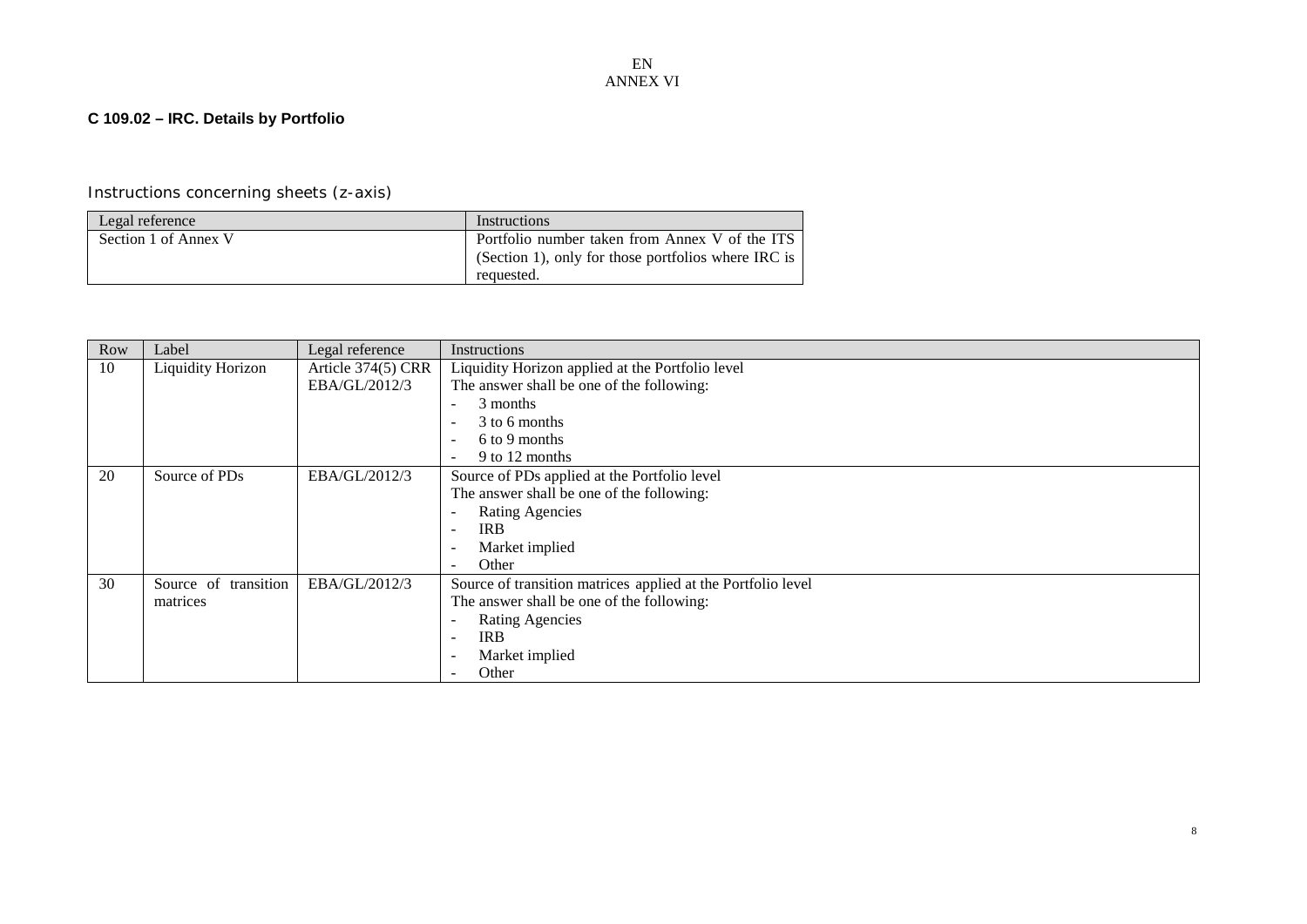EN
ANNEX VI

### C 109.02 – IRC. Details by Portfolio

Instructions concerning sheets (z-axis)

| Legal reference | Instructions |
|---|---|
| Section 1 of Annex V | Portfolio number taken from Annex V of the ITS (Section 1), only for those portfolios where IRC is requested. |

| Row | Label | Legal reference | Instructions |
|---|---|---|---|
| 10 | Liquidity Horizon | Article 374(5) CRR EBA/GL/2012/3 | Liquidity Horizon applied at the Portfolio level<br>The answer shall be one of the following:<br>- 3 months<br>- 3 to 6 months<br>- 6 to 9 months<br>- 9 to 12 months |
| 20 | Source of PDs | EBA/GL/2012/3 | Source of PDs applied at the Portfolio level<br>The answer shall be one of the following:<br>- Rating Agencies<br>- IRB<br>- Market implied<br>- Other |
| 30 | Source of transition matrices | EBA/GL/2012/3 | Source of transition matrices applied at the Portfolio level<br>The answer shall be one of the following:<br>- Rating Agencies<br>- IRB<br>- Market implied<br>- Other |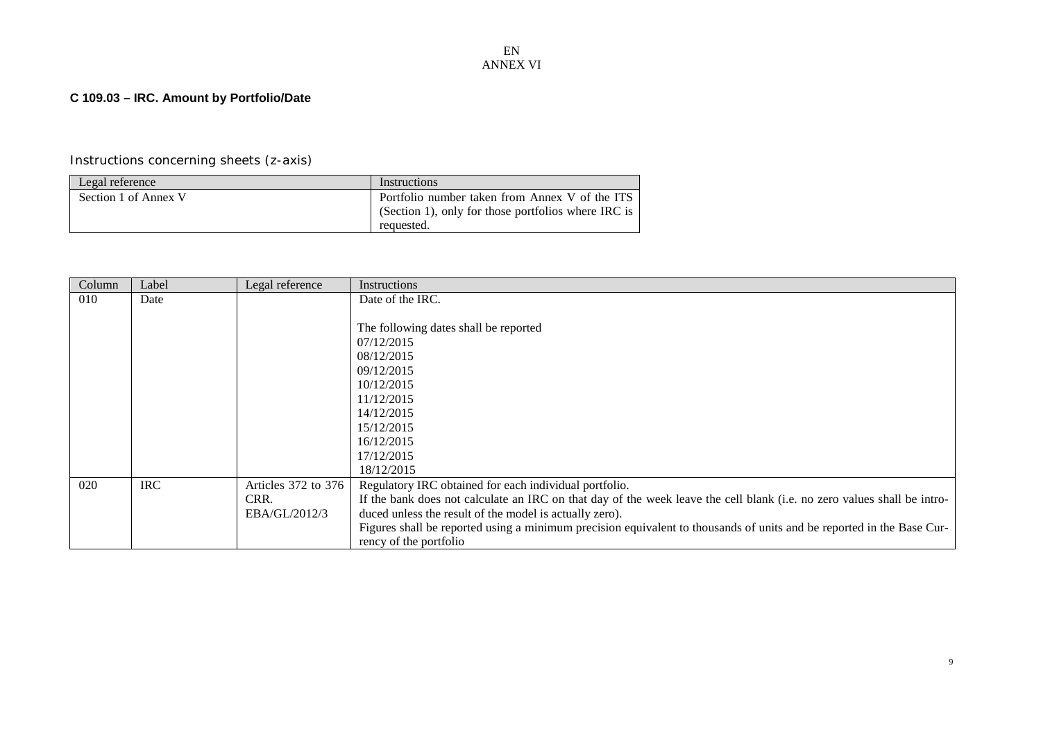EN
ANNEX VI

**C 109.03 – IRC. Amount by Portfolio/Date**

Instructions concerning sheets (z-axis)

| Legal reference | Instructions |
|---|---|
| Section 1 of Annex V | Portfolio number taken from Annex V of the ITS (Section 1), only for those portfolios where IRC is requested. |

| Column | Label | Legal reference | Instructions |
|---|---|---|---|
| 010 | Date | | Date of the IRC.<br><br>The following dates shall be reported<br>07/12/2015<br>08/12/2015<br>09/12/2015<br>10/12/2015<br>11/12/2015<br>14/12/2015<br>15/12/2015<br>16/12/2015<br>17/12/2015<br>18/12/2015 |
| 020 | IRC | Articles 372 to 376 CRR.<br>EBA/GL/2012/3 | Regulatory IRC obtained for each individual portfolio.<br>If the bank does not calculate an IRC on that day of the week leave the cell blank (i.e. no zero values shall be introduced unless the result of the model is actually zero).<br>Figures shall be reported using a minimum precision equivalent to thousands of units and be reported in the Base Currency of the portfolio |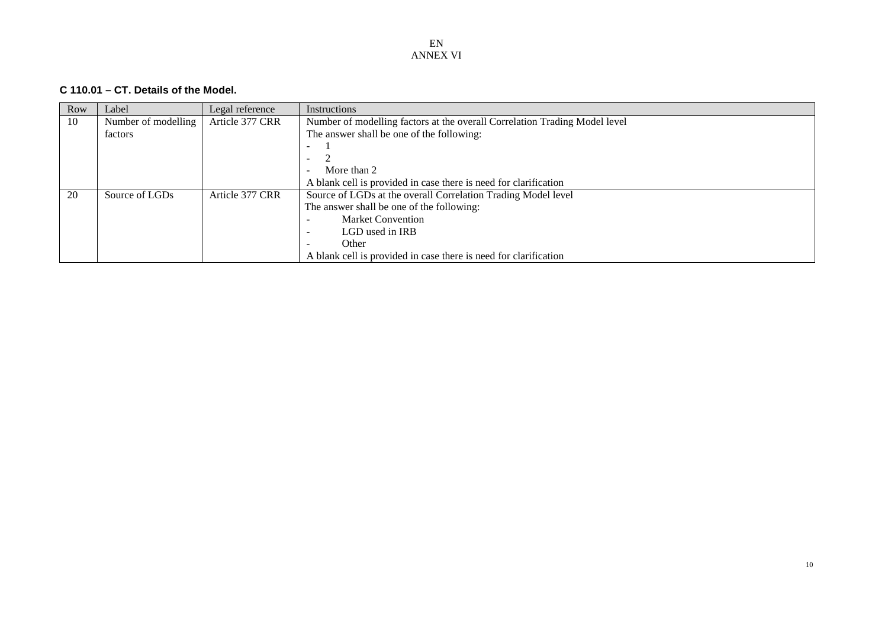EN
ANNEX VI

### C 110.01 – CT. Details of the Model.

| Row | Label | Legal reference | Instructions |
|---|---|---|---|
| 10 | Number of modelling factors | Article 377 CRR | Number of modelling factors at the overall Correlation Trading Model level<br>The answer shall be one of the following:<br>- 1<br>- 2<br>- More than 2<br>A blank cell is provided in case there is need for clarification |
| 20 | Source of LGDs | Article 377 CRR | Source of LGDs at the overall Correlation Trading Model level<br>The answer shall be one of the following:<br>- Market Convention<br>- LGD used in IRB<br>- Other<br>A blank cell is provided in case there is need for clarification |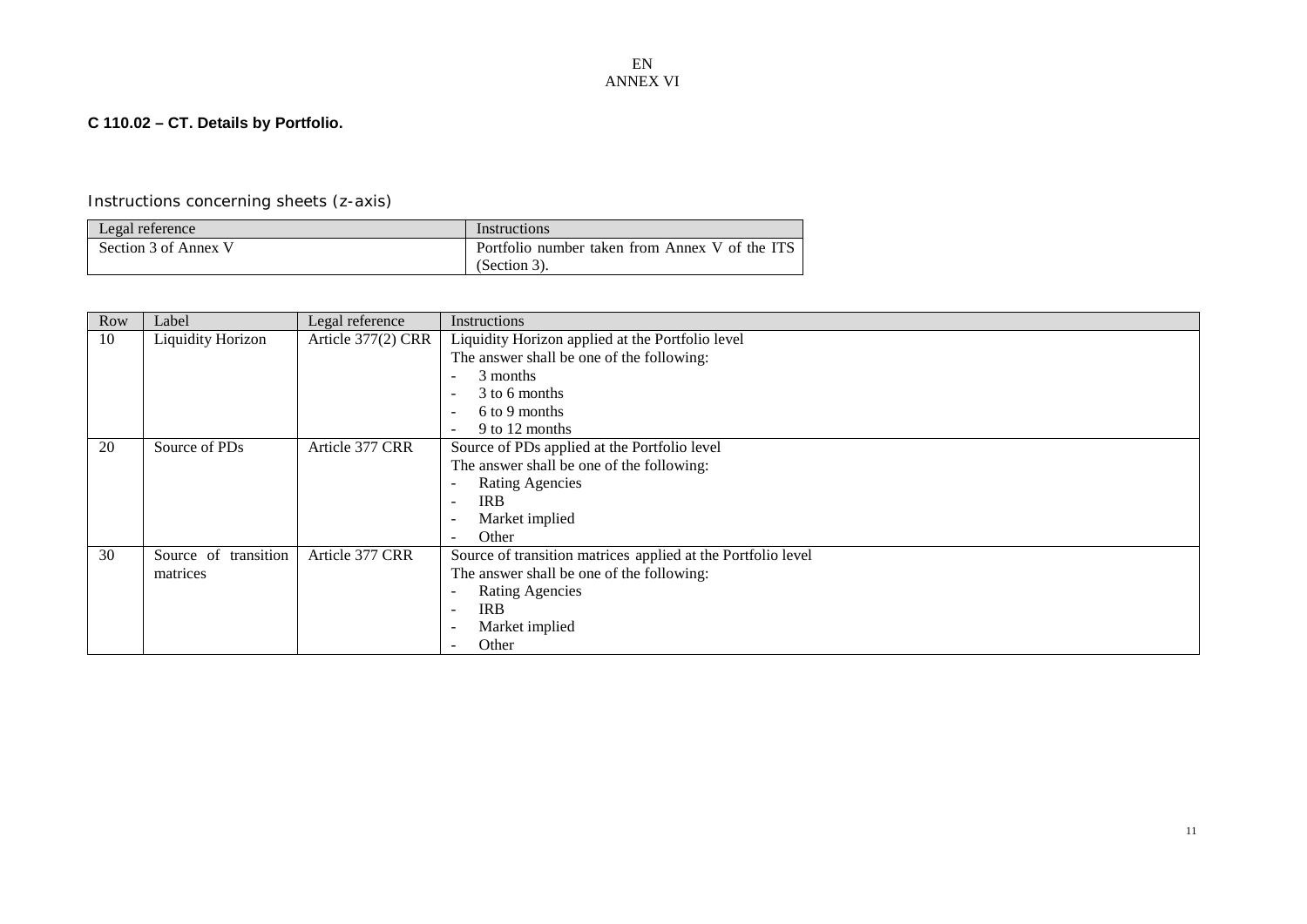EN
ANNEX VI

**C 110.02 – CT. Details by Portfolio.**

Instructions concerning sheets (z-axis)

| Legal reference | Instructions |
|---|---|
| Section 3 of Annex V | Portfolio number taken from Annex V of the ITS (Section 3). |

| Row | Label | Legal reference | Instructions |
|---|---|---|---|
| 10 | Liquidity Horizon | Article 377(2) CRR | Liquidity Horizon applied at the Portfolio level<br>The answer shall be one of the following:<br>- 3 months<br>- 3 to 6 months<br>- 6 to 9 months<br>- 9 to 12 months |
| 20 | Source of PDs | Article 377 CRR | Source of PDs applied at the Portfolio level<br>The answer shall be one of the following:<br>- Rating Agencies<br>- IRB<br>- Market implied<br>- Other |
| 30 | Source of transition matrices | Article 377 CRR | Source of transition matrices applied at the Portfolio level<br>The answer shall be one of the following:<br>- Rating Agencies<br>- IRB<br>- Market implied<br>- Other |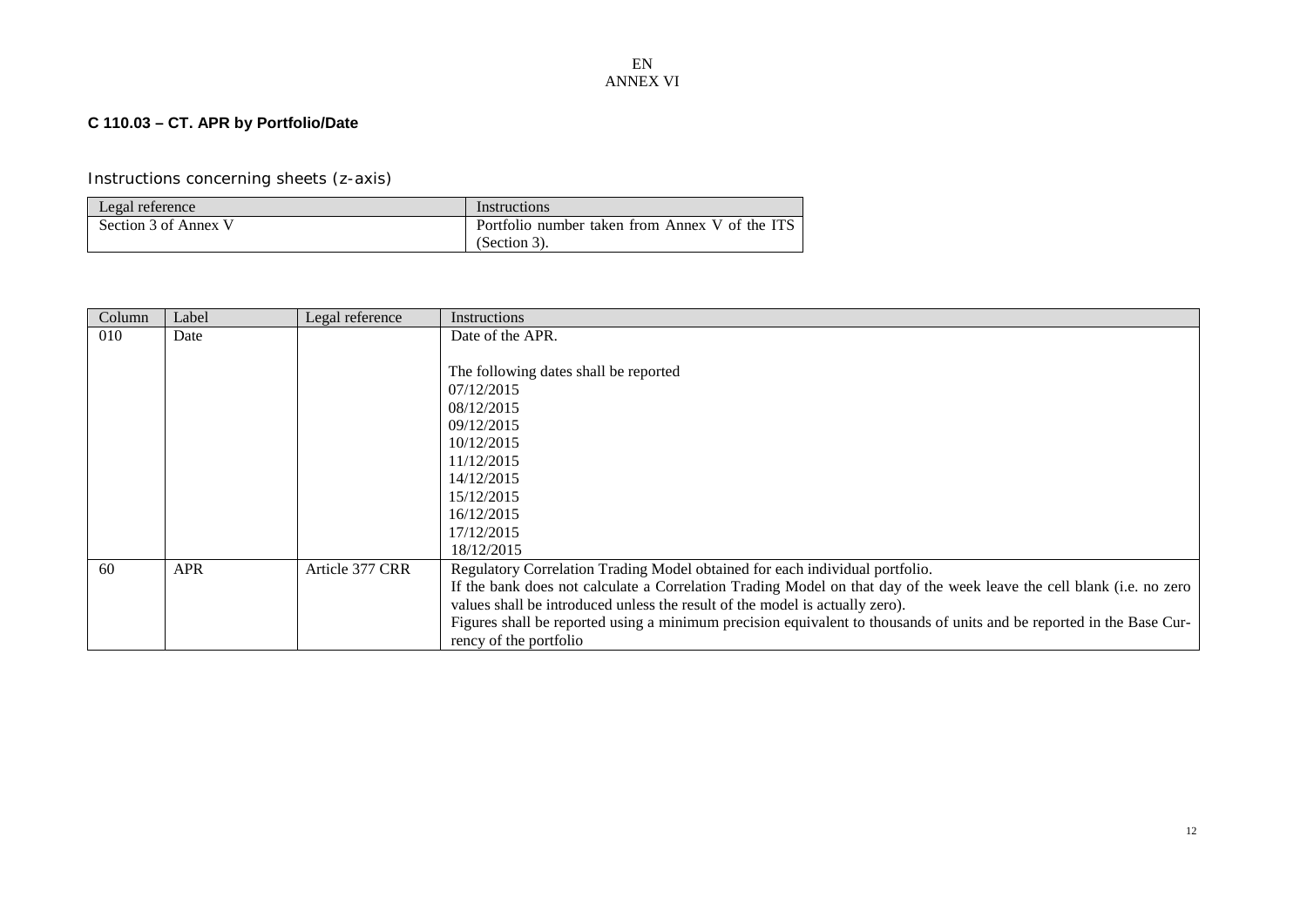EN
ANNEX VI

## C 110.03 – CT. APR by Portfolio/Date

### Instructions concerning sheets (z-axis)

| Legal reference | Instructions |
|---|---|
| Section 3 of Annex V | Portfolio number taken from Annex V of the ITS (Section 3). |

| Column | Label | Legal reference | Instructions |
|---|---|---|---|
| 010 | Date | | Date of the APR.<br><br>The following dates shall be reported<br>07/12/2015<br>08/12/2015<br>09/12/2015<br>10/12/2015<br>11/12/2015<br>14/12/2015<br>15/12/2015<br>16/12/2015<br>17/12/2015<br>18/12/2015 |
| 60 | APR | Article 377 CRR | Regulatory Correlation Trading Model obtained for each individual portfolio.<br>If the bank does not calculate a Correlation Trading Model on that day of the week leave the cell blank (i.e. no zero values shall be introduced unless the result of the model is actually zero).<br>Figures shall be reported using a minimum precision equivalent to thousands of units and be reported in the Base Currency of the portfolio |